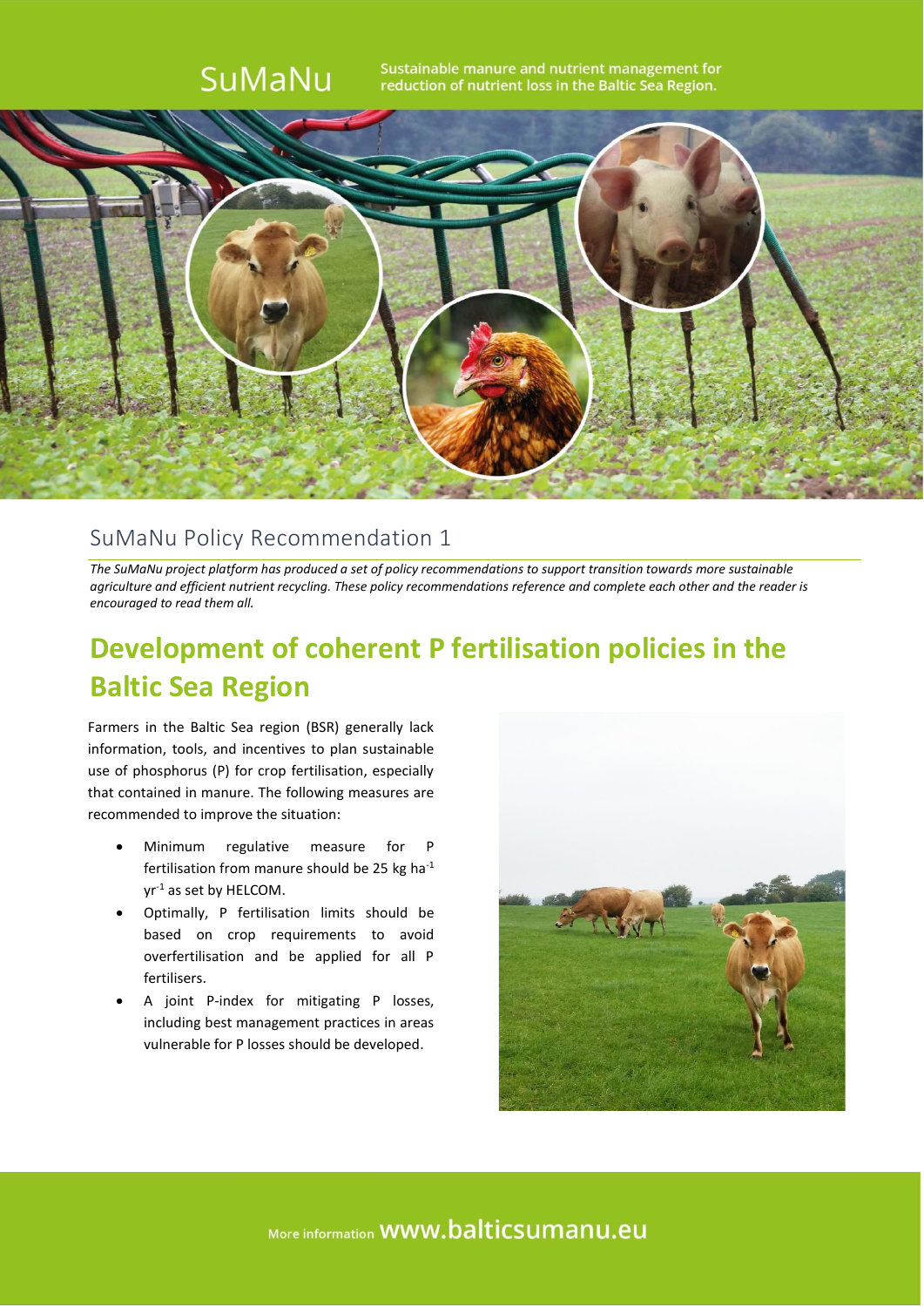SuMaNu

Sustainable manure and nutrient management for reduction of nutrient loss in the Baltic Sea Region.

## SuMaNu Policy Recommendation 1

*The SuMaNu project platform has produced a set of policy recommendations to support transition towards more sustainable agriculture and efficient nutrient recycling. These policy recommendations reference and complete each other and the reader is encouraged to read them all.*

# Development of coherent P fertilisation policies in the Baltic Sea Region

Farmers in the Baltic Sea region (BSR) generally lack information, tools, and incentives to plan sustainable use of phosphorus (P) for crop fertilisation, especially that contained in manure. The following measures are recommended to improve the situation:

- Minimum regulative measure for P fertilisation from manure should be 25 kg $ha^{-1}$ $yr^{-1}$ as set by HELCOM.
- Optimally, P fertilisation limits should be based on crop requirements to avoid overfertilisation and be applied for all P fertilisers.
- A joint P-index for mitigating P losses, including best management practices in areas vulnerable for P losses should be developed.

More information www.balticsumanu.eu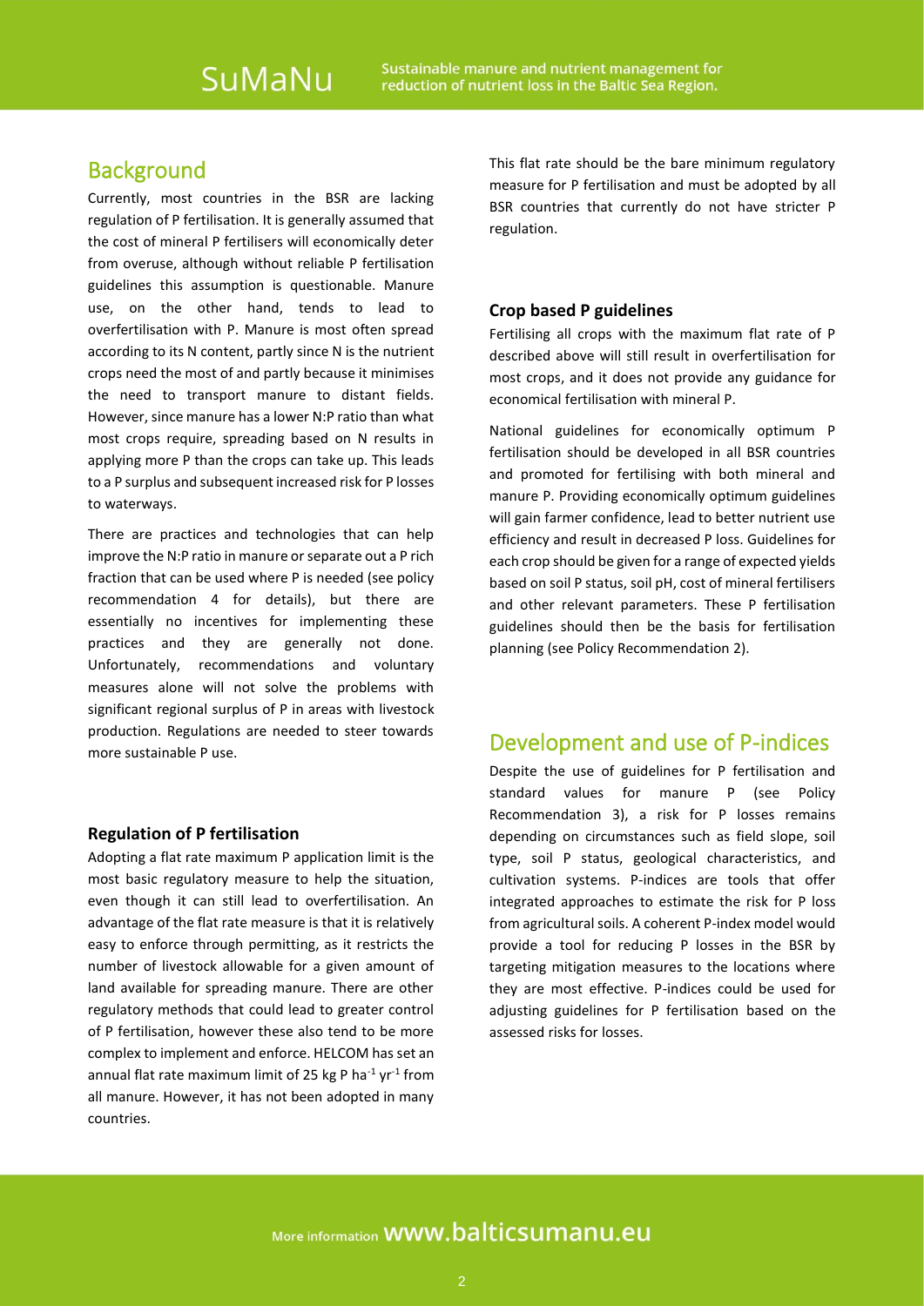## Background

Currently, most countries in the BSR are lacking regulation of P fertilisation. It is generally assumed that the cost of mineral P fertilisers will economically deter from overuse, although without reliable P fertilisation guidelines this assumption is questionable. Manure use, on the other hand, tends to lead to overfertilisation with P. Manure is most often spread according to its N content, partly since N is the nutrient crops need the most of and partly because it minimises the need to transport manure to distant fields. However, since manure has a lower N:P ratio than what most crops require, spreading based on N results in applying more P than the crops can take up. This leads to a P surplus and subsequent increased risk for P losses to waterways.

There are practices and technologies that can help improve the N:P ratio in manure or separate out a P rich fraction that can be used where P is needed (see policy recommendation 4 for details), but there are essentially no incentives for implementing these practices and they are generally not done. Unfortunately, recommendations and voluntary measures alone will not solve the problems with significant regional surplus of P in areas with livestock production. Regulations are needed to steer towards more sustainable P use.

### Regulation of P fertilisation

Adopting a flat rate maximum P application limit is the most basic regulatory measure to help the situation, even though it can still lead to overfertilisation. An advantage of the flat rate measure is that it is relatively easy to enforce through permitting, as it restricts the number of livestock allowable for a given amount of land available for spreading manure. There are other regulatory methods that could lead to greater control of P fertilisation, however these also tend to be more complex to implement and enforce. HELCOM has set an annual flat rate maximum limit of 25 kg P $ha^{-1}$ $yr^{-1}$ from all manure. However, it has not been adopted in many countries.

This flat rate should be the bare minimum regulatory measure for P fertilisation and must be adopted by all BSR countries that currently do not have stricter P regulation.

### Crop based P guidelines

Fertilising all crops with the maximum flat rate of P described above will still result in overfertilisation for most crops, and it does not provide any guidance for economical fertilisation with mineral P.

National guidelines for economically optimum P fertilisation should be developed in all BSR countries and promoted for fertilising with both mineral and manure P. Providing economically optimum guidelines will gain farmer confidence, lead to better nutrient use efficiency and result in decreased P loss. Guidelines for each crop should be given for a range of expected yields based on soil P status, soil pH, cost of mineral fertilisers and other relevant parameters. These P fertilisation guidelines should then be the basis for fertilisation planning (see Policy Recommendation 2).

## Development and use of P-indices

Despite the use of guidelines for P fertilisation and standard values for manure P (see Policy Recommendation 3), a risk for P losses remains depending on circumstances such as field slope, soil type, soil P status, geological characteristics, and cultivation systems. P-indices are tools that offer integrated approaches to estimate the risk for P loss from agricultural soils. A coherent P-index model would provide a tool for reducing P losses in the BSR by targeting mitigation measures to the locations where they are most effective. P-indices could be used for adjusting guidelines for P fertilisation based on the assessed risks for losses.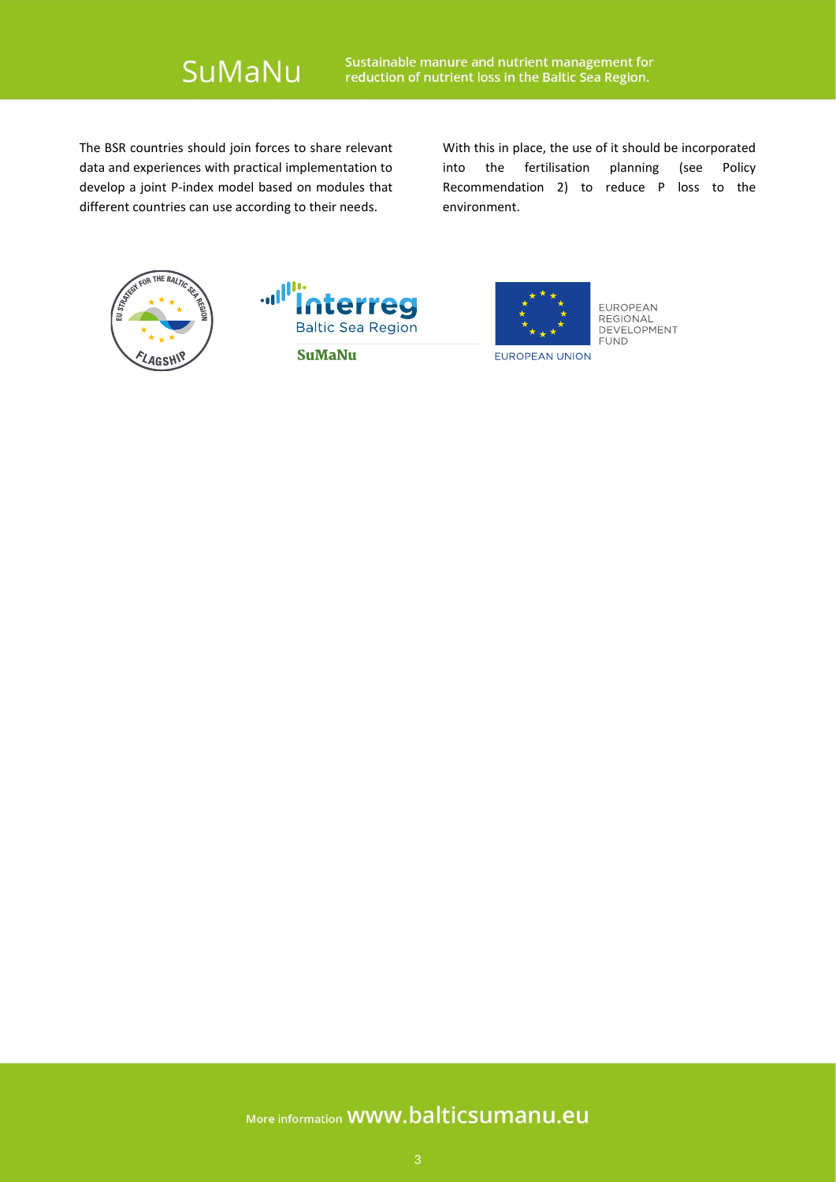The BSR countries should join forces to share relevant data and experiences with practical implementation to develop a joint P-index model based on modules that different countries can use according to their needs.

With this in place, the use of it should be incorporated into the fertilisation planning (see Policy Recommendation 2) to reduce P loss to the environment.

More information www.balticsumanu.eu